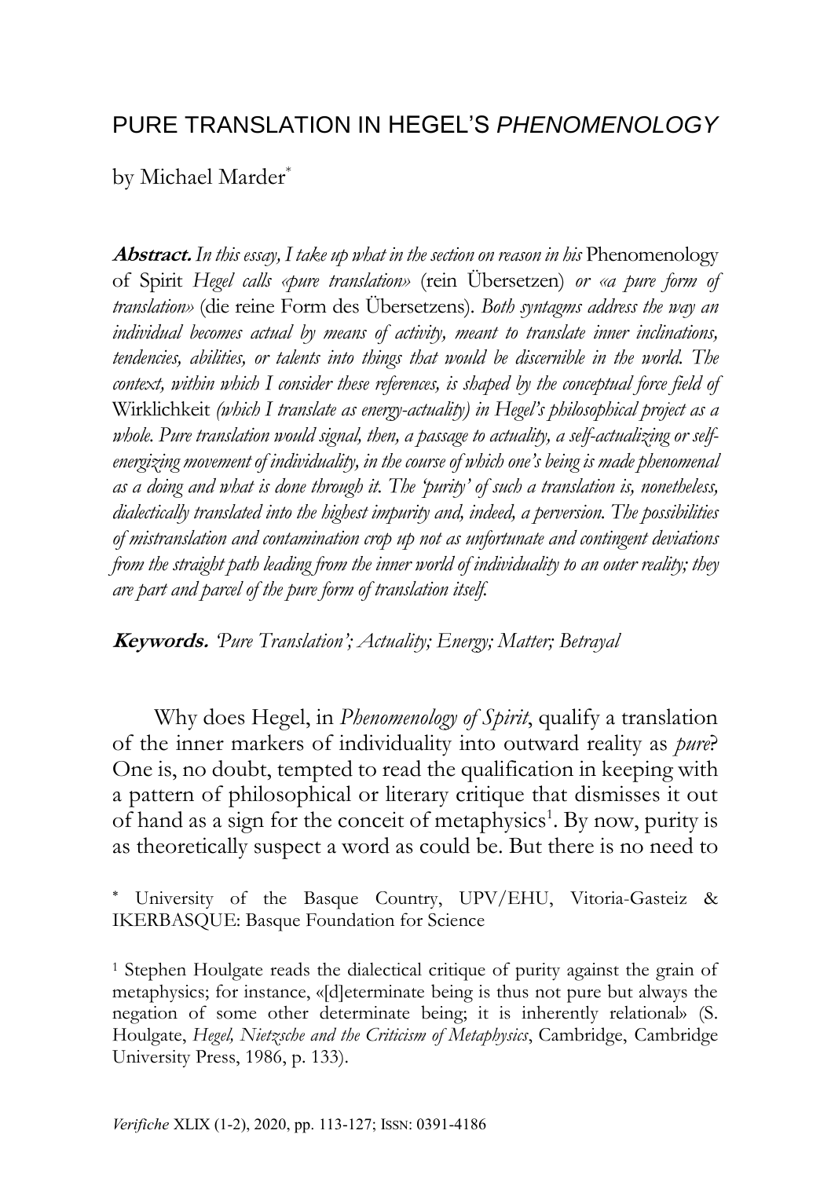# PURE TRANSLATION IN HEGEL'S *PHENOMENOLOGY*

by Michael Marder[*]

***Abstract.*** *In this essay, I take up what in the section on reason in his* Phenomenology of Spirit *Hegel calls «pure translation»* (rein Übersetzen) *or «a pure form of translation»* (die reine Form des Übersetzens). *Both syntagms address the way an individual becomes actual by means of activity, meant to translate inner inclinations, tendencies, abilities, or talents into things that would be discernible in the world. The context, within which I consider these references, is shaped by the conceptual force field of* Wirklichkeit *(which I translate as energy-actuality) in Hegel's philosophical project as a whole. Pure translation would signal, then, a passage to actuality, a self-actualizing or self-energizing movement of individuality, in the course of which one's being is made phenomenal as a doing and what is done through it. The 'purity' of such a translation is, nonetheless, dialectically translated into the highest impurity and, indeed, a perversion. The possibilities of mistranslation and contamination crop up not as unfortunate and contingent deviations from the straight path leading from the inner world of individuality to an outer reality; they are part and parcel of the pure form of translation itself.*

***Keywords.*** *'Pure Translation'; Actuality; Energy; Matter; Betrayal*

Why does Hegel, in *Phenomenology of Spirit*, qualify a translation of the inner markers of individuality into outward reality as *pure*? One is, no doubt, tempted to read the qualification in keeping with a pattern of philosophical or literary critique that dismisses it out of hand as a sign for the conceit of metaphysics[1]. By now, purity is as theoretically suspect a word as could be. But there is no need to

[*] University of the Basque Country, UPV/EHU, Vitoria-Gasteiz & IKERBASQUE: Basque Foundation for Science

[1] Stephen Houlgate reads the dialectical critique of purity against the grain of metaphysics; for instance, «[d]eterminate being is thus not pure but always the negation of some other determinate being; it is inherently relational» (S. Houlgate, *Hegel, Nietzsche and the Criticism of Metaphysics*, Cambridge, Cambridge University Press, 1986, p. 133).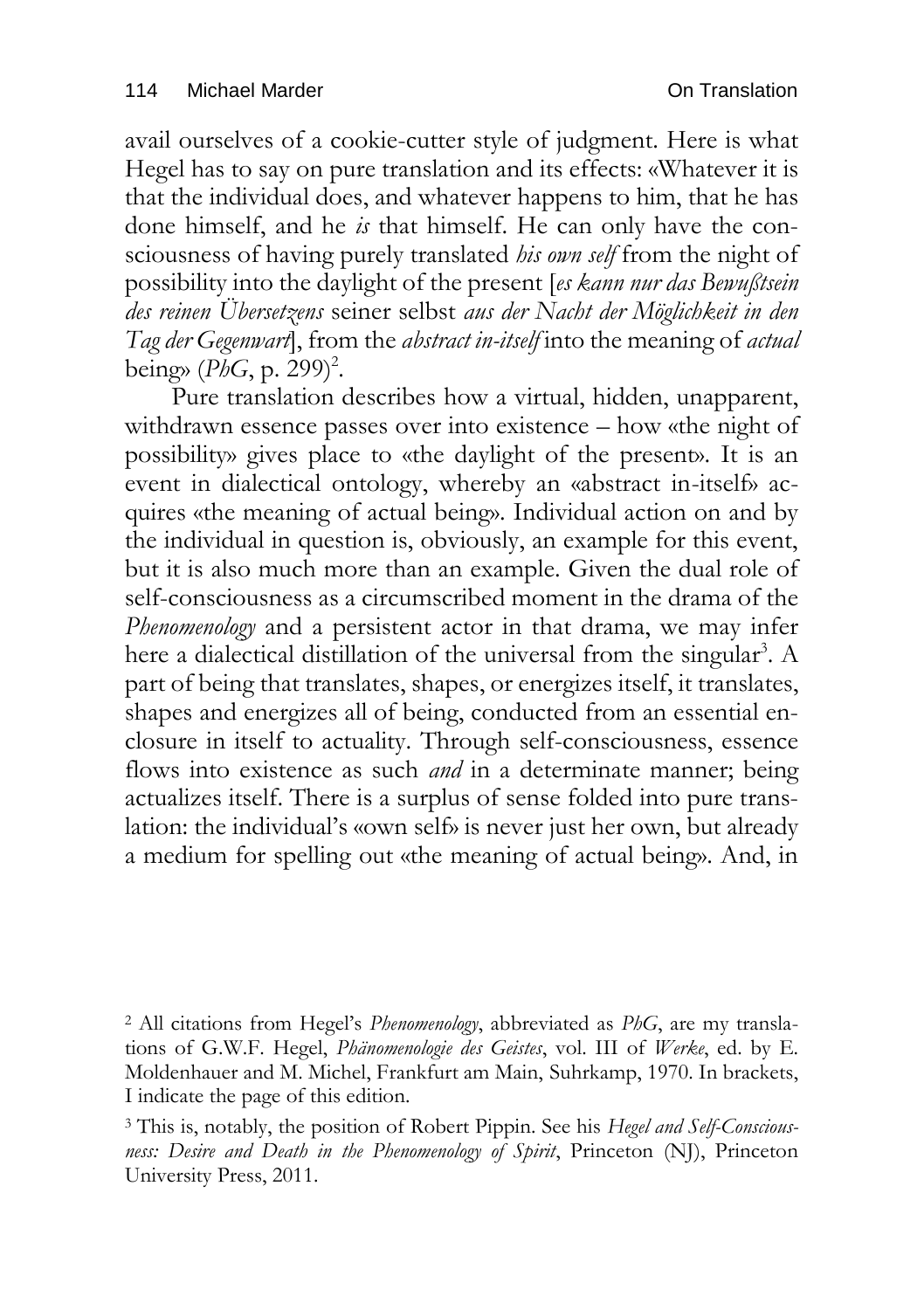avail ourselves of a cookie-cutter style of judgment. Here is what Hegel has to say on pure translation and its effects: «Whatever it is that the individual does, and whatever happens to him, that he has done himself, and he *is* that himself. He can only have the consciousness of having purely translated *his own self* from the night of possibility into the daylight of the present [*es kann nur das Bewußtsein des reinen Übersetzens* seiner selbst *aus der Nacht der Möglichkeit in den Tag der Gegenwart*], from the *abstract in-itself* into the meaning of *actual* being» (*PhG*, p. 299)[2].

Pure translation describes how a virtual, hidden, unapparent, withdrawn essence passes over into existence – how «the night of possibility» gives place to «the daylight of the present». It is an event in dialectical ontology, whereby an «abstract in-itself» acquires «the meaning of actual being». Individual action on and by the individual in question is, obviously, an example for this event, but it is also much more than an example. Given the dual role of self-consciousness as a circumscribed moment in the drama of the *Phenomenology* and a persistent actor in that drama, we may infer here a dialectical distillation of the universal from the singular[3]. A part of being that translates, shapes, or energizes itself, it translates, shapes and energizes all of being, conducted from an essential enclosure in itself to actuality. Through self-consciousness, essence flows into existence as such *and* in a determinate manner; being actualizes itself. There is a surplus of sense folded into pure translation: the individual's «own self» is never just her own, but already a medium for spelling out «the meaning of actual being». And, in

[2] All citations from Hegel's *Phenomenology*, abbreviated as *PhG*, are my translations of G.W.F. Hegel, *Phänomenologie des Geistes*, vol. III of *Werke*, ed. by E. Moldenhauer and M. Michel, Frankfurt am Main, Suhrkamp, 1970. In brackets, I indicate the page of this edition.

[3] This is, notably, the position of Robert Pippin. See his *Hegel and Self-Consciousness: Desire and Death in the Phenomenology of Spirit*, Princeton (NJ), Princeton University Press, 2011.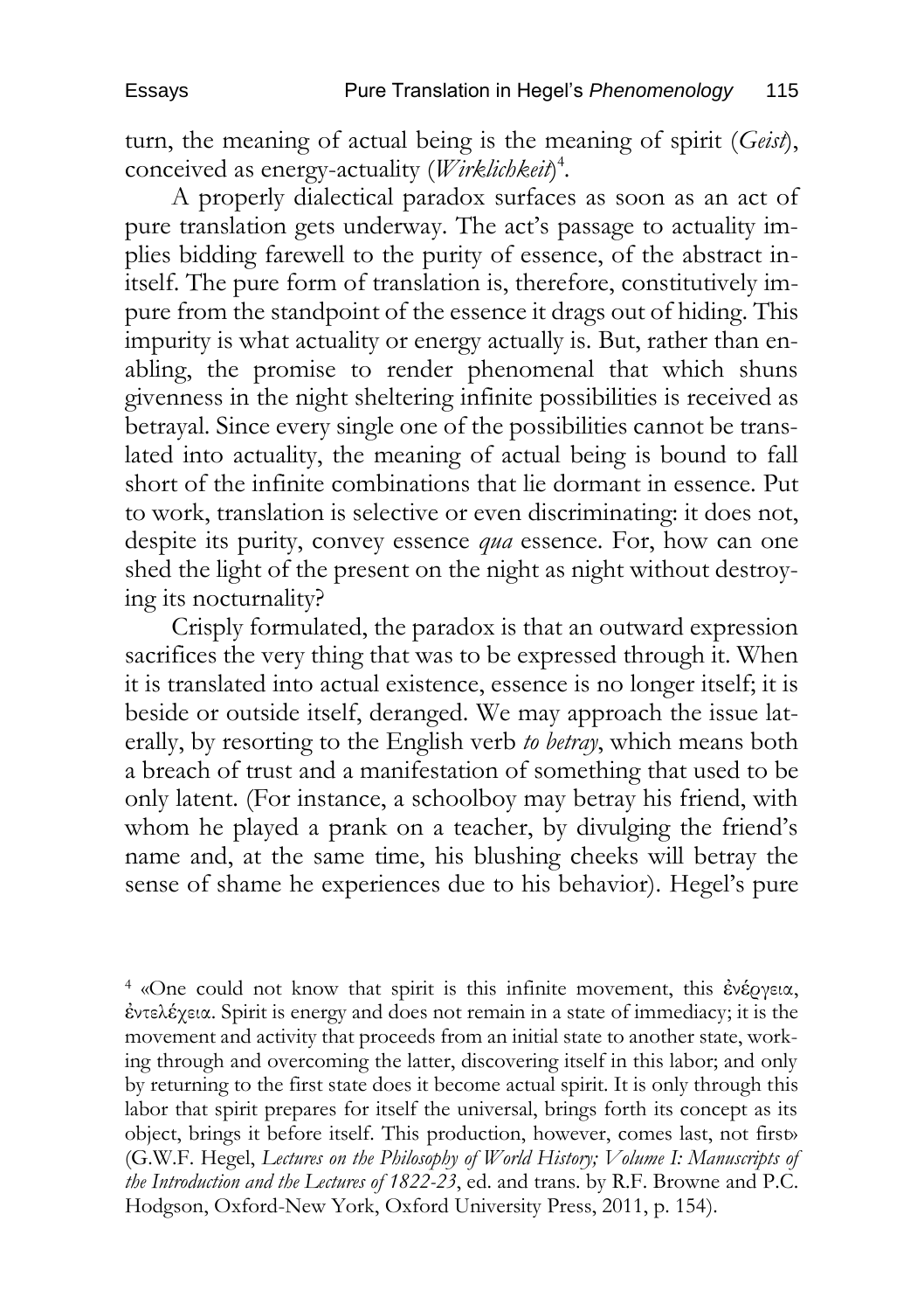turn, the meaning of actual being is the meaning of spirit (*Geist*), conceived as energy-actuality (*Wirklichkeit*)[4].

A properly dialectical paradox surfaces as soon as an act of pure translation gets underway. The act's passage to actuality implies bidding farewell to the purity of essence, of the abstract in-itself. The pure form of translation is, therefore, constitutively impure from the standpoint of the essence it drags out of hiding. This impurity is what actuality or energy actually is. But, rather than enabling, the promise to render phenomenal that which shuns givenness in the night sheltering infinite possibilities is received as betrayal. Since every single one of the possibilities cannot be translated into actuality, the meaning of actual being is bound to fall short of the infinite combinations that lie dormant in essence. Put to work, translation is selective or even discriminating: it does not, despite its purity, convey essence *qua* essence. For, how can one shed the light of the present on the night as night without destroying its nocturnality?

Crisply formulated, the paradox is that an outward expression sacrifices the very thing that was to be expressed through it. When it is translated into actual existence, essence is no longer itself; it is beside or outside itself, deranged. We may approach the issue laterally, by resorting to the English verb *to betray*, which means both a breach of trust and a manifestation of something that used to be only latent. (For instance, a schoolboy may betray his friend, with whom he played a prank on a teacher, by divulging the friend's name and, at the same time, his blushing cheeks will betray the sense of shame he experiences due to his behavior). Hegel's pure

[4] «One could not know that spirit is this infinite movement, this ἐνέργεια, ἐντελέχεια. Spirit is energy and does not remain in a state of immediacy; it is the movement and activity that proceeds from an initial state to another state, working through and overcoming the latter, discovering itself in this labor; and only by returning to the first state does it become actual spirit. It is only through this labor that spirit prepares for itself the universal, brings forth its concept as its object, brings it before itself. This production, however, comes last, not first» (G.W.F. Hegel, *Lectures on the Philosophy of World History; Volume I: Manuscripts of the Introduction and the Lectures of 1822-23*, ed. and trans. by R.F. Browne and P.C. Hodgson, Oxford-New York, Oxford University Press, 2011, p. 154).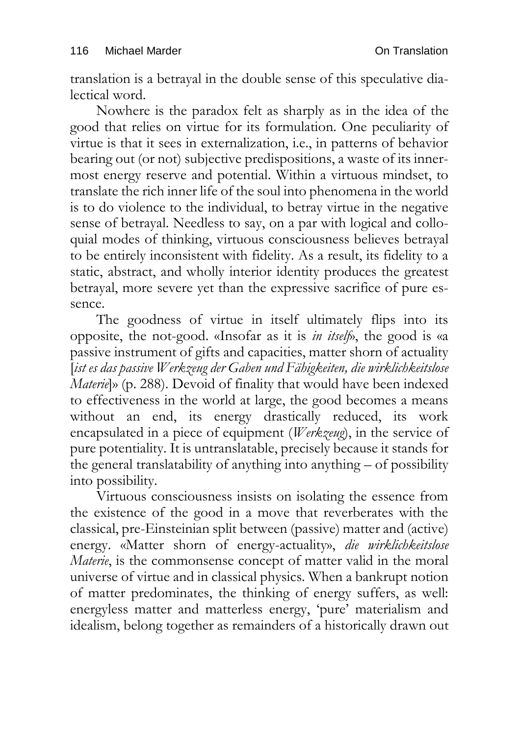translation is a betrayal in the double sense of this speculative dialectical word.

Nowhere is the paradox felt as sharply as in the idea of the good that relies on virtue for its formulation. One peculiarity of virtue is that it sees in externalization, i.e., in patterns of behavior bearing out (or not) subjective predispositions, a waste of its innermost energy reserve and potential. Within a virtuous mindset, to translate the rich inner life of the soul into phenomena in the world is to do violence to the individual, to betray virtue in the negative sense of betrayal. Needless to say, on a par with logical and colloquial modes of thinking, virtuous consciousness believes betrayal to be entirely inconsistent with fidelity. As a result, its fidelity to a static, abstract, and wholly interior identity produces the greatest betrayal, more severe yet than the expressive sacrifice of pure essence.

The goodness of virtue in itself ultimately flips into its opposite, the not-good. «Insofar as it is *in itself*», the good is «a passive instrument of gifts and capacities, matter shorn of actuality [*ist es das passive Werkzeug der Gaben und Fähigkeiten, die wirklichkeitslose Materie*]» (p. 288). Devoid of finality that would have been indexed to effectiveness in the world at large, the good becomes a means without an end, its energy drastically reduced, its work encapsulated in a piece of equipment (*Werkzeug*), in the service of pure potentiality. It is untranslatable, precisely because it stands for the general translatability of anything into anything – of possibility into possibility.

Virtuous consciousness insists on isolating the essence from the existence of the good in a move that reverberates with the classical, pre-Einsteinian split between (passive) matter and (active) energy. «Matter shorn of energy-actuality», *die wirklichkeitslose Materie*, is the commonsense concept of matter valid in the moral universe of virtue and in classical physics. When a bankrupt notion of matter predominates, the thinking of energy suffers, as well: energyless matter and matterless energy, 'pure' materialism and idealism, belong together as remainders of a historically drawn out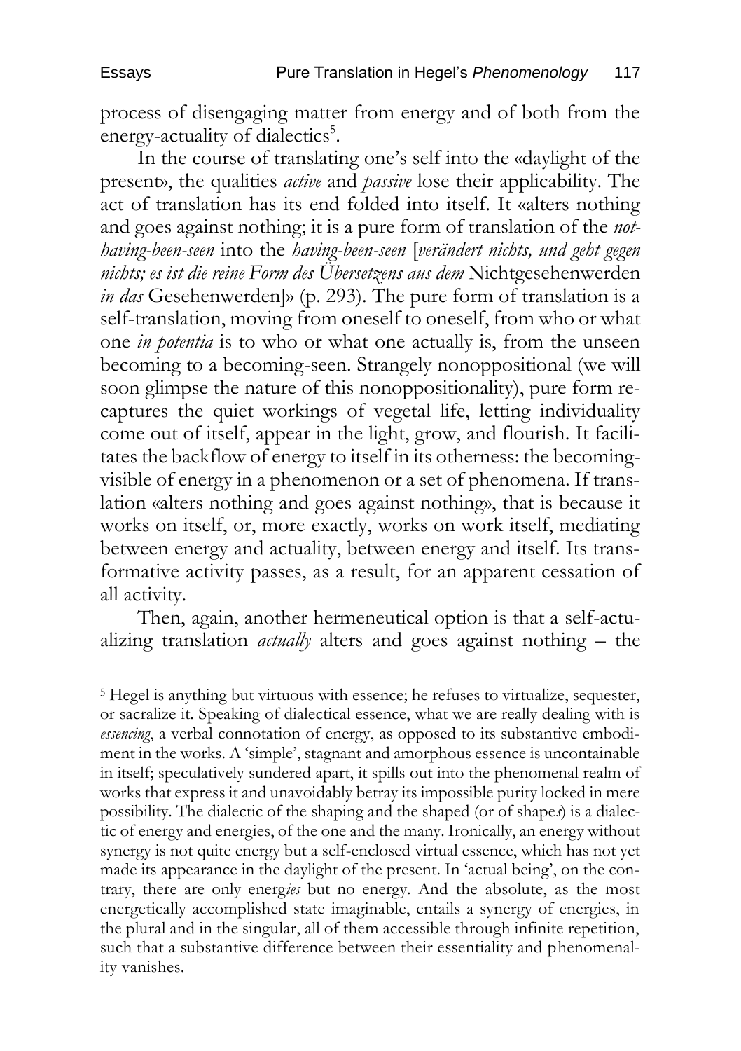process of disengaging matter from energy and of both from the energy-actuality of dialectics[5].

In the course of translating one's self into the «daylight of the present», the qualities *active* and *passive* lose their applicability. The act of translation has its end folded into itself. It «alters nothing and goes against nothing; it is a pure form of translation of the *not-having-been-seen* into the *having-been-seen* [*verändert nichts, und geht gegen nichts; es ist die reine Form des Übersetzens aus dem* Nichtgesehenwerden *in das* Gesehenwerden]» (p. 293). The pure form of translation is a self-translation, moving from oneself to oneself, from who or what one *in potentia* is to who or what one actually is, from the unseen becoming to a becoming-seen. Strangely nonoppositional (we will soon glimpse the nature of this nonoppositionality), pure form recaptures the quiet workings of vegetal life, letting individuality come out of itself, appear in the light, grow, and flourish. It facilitates the backflow of energy to itself in its otherness: the becoming-visible of energy in a phenomenon or a set of phenomena. If translation «alters nothing and goes against nothing», that is because it works on itself, or, more exactly, works on work itself, mediating between energy and actuality, between energy and itself. Its transformative activity passes, as a result, for an apparent cessation of all activity.

Then, again, another hermeneutical option is that a self-actualizing translation *actually* alters and goes against nothing – the

[5] Hegel is anything but virtuous with essence; he refuses to virtualize, sequester, or sacralize it. Speaking of dialectical essence, what we are really dealing with is *essencing*, a verbal connotation of energy, as opposed to its substantive embodiment in the works. A 'simple', stagnant and amorphous essence is uncontainable in itself; speculatively sundered apart, it spills out into the phenomenal realm of works that express it and unavoidably betray its impossible purity locked in mere possibility. The dialectic of the shaping and the shaped (or of shape*s*) is a dialectic of energy and energies, of the one and the many. Ironically, an energy without synergy is not quite energy but a self-enclosed virtual essence, which has not yet made its appearance in the daylight of the present. In 'actual being', on the contrary, there are only energ*ies* but no energy. And the absolute, as the most energetically accomplished state imaginable, entails a synergy of energies, in the plural and in the singular, all of them accessible through infinite repetition, such that a substantive difference between their essentiality and phenomenality vanishes.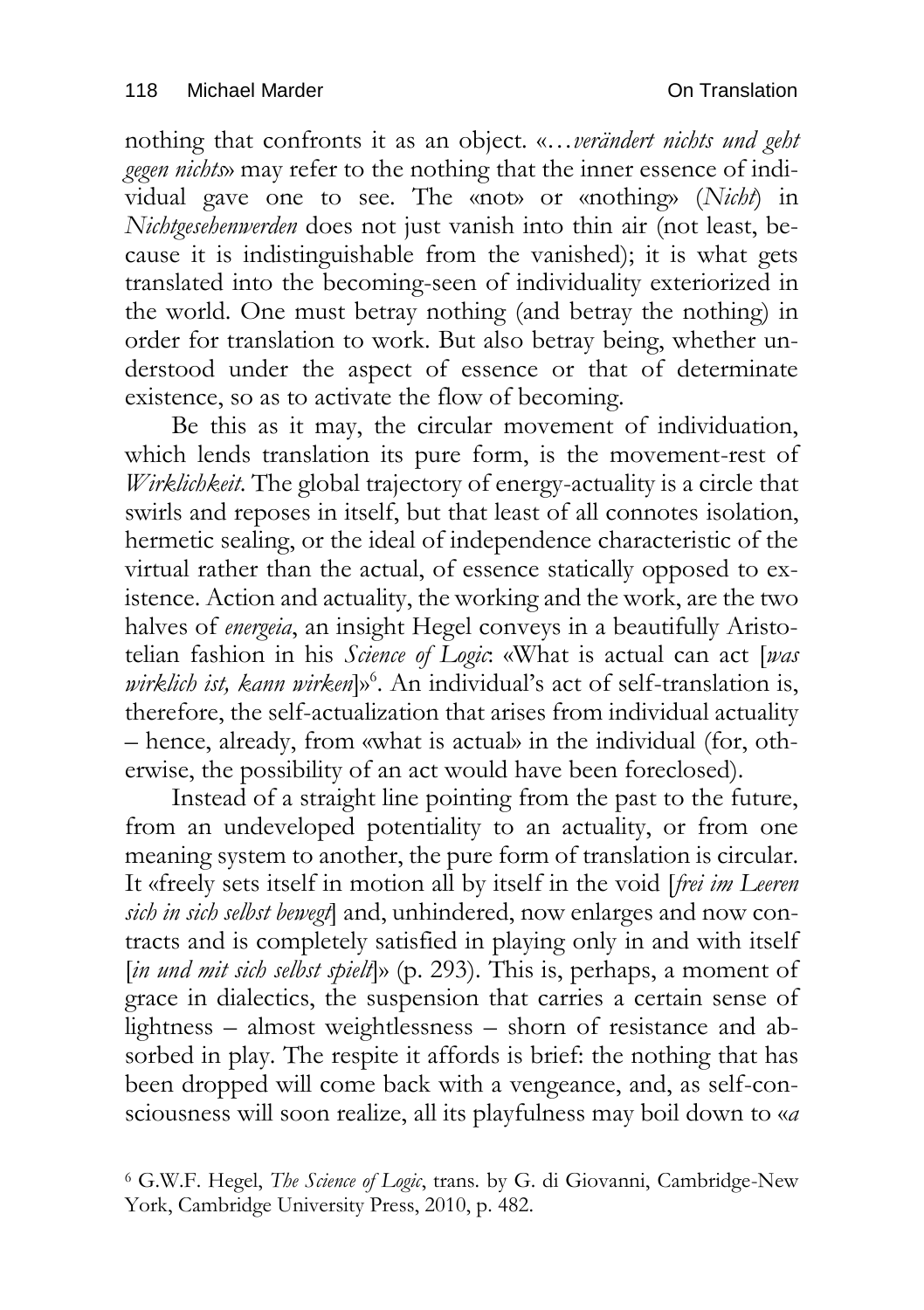nothing that confronts it as an object. «…*verändert nichts und geht gegen nichts*» may refer to the nothing that the inner essence of individual gave one to see. The «not» or «nothing» (*Nicht*) in *Nichtgesehenwerden* does not just vanish into thin air (not least, because it is indistinguishable from the vanished); it is what gets translated into the becoming-seen of individuality exteriorized in the world. One must betray nothing (and betray the nothing) in order for translation to work. But also betray being, whether understood under the aspect of essence or that of determinate existence, so as to activate the flow of becoming.

Be this as it may, the circular movement of individuation, which lends translation its pure form, is the movement-rest of *Wirklichkeit*. The global trajectory of energy-actuality is a circle that swirls and reposes in itself, but that least of all connotes isolation, hermetic sealing, or the ideal of independence characteristic of the virtual rather than the actual, of essence statically opposed to existence. Action and actuality, the working and the work, are the two halves of *energeia*, an insight Hegel conveys in a beautifully Aristotelian fashion in his *Science of Logic*: «What is actual can act [*was wirklich ist, kann wirken*]»[6]. An individual's act of self-translation is, therefore, the self-actualization that arises from individual actuality – hence, already, from «what is actual» in the individual (for, otherwise, the possibility of an act would have been foreclosed).

Instead of a straight line pointing from the past to the future, from an undeveloped potentiality to an actuality, or from one meaning system to another, the pure form of translation is circular. It «freely sets itself in motion all by itself in the void [*frei im Leeren sich in sich selbst bewegt*] and, unhindered, now enlarges and now contracts and is completely satisfied in playing only in and with itself [*in und mit sich selbst spielt*]» (p. 293). This is, perhaps, a moment of grace in dialectics, the suspension that carries a certain sense of lightness – almost weightlessness – shorn of resistance and absorbed in play. The respite it affords is brief: the nothing that has been dropped will come back with a vengeance, and, as self-consciousness will soon realize, all its playfulness may boil down to «*a*

[6] G.W.F. Hegel, *The Science of Logic*, trans. by G. di Giovanni, Cambridge-New York, Cambridge University Press, 2010, p. 482.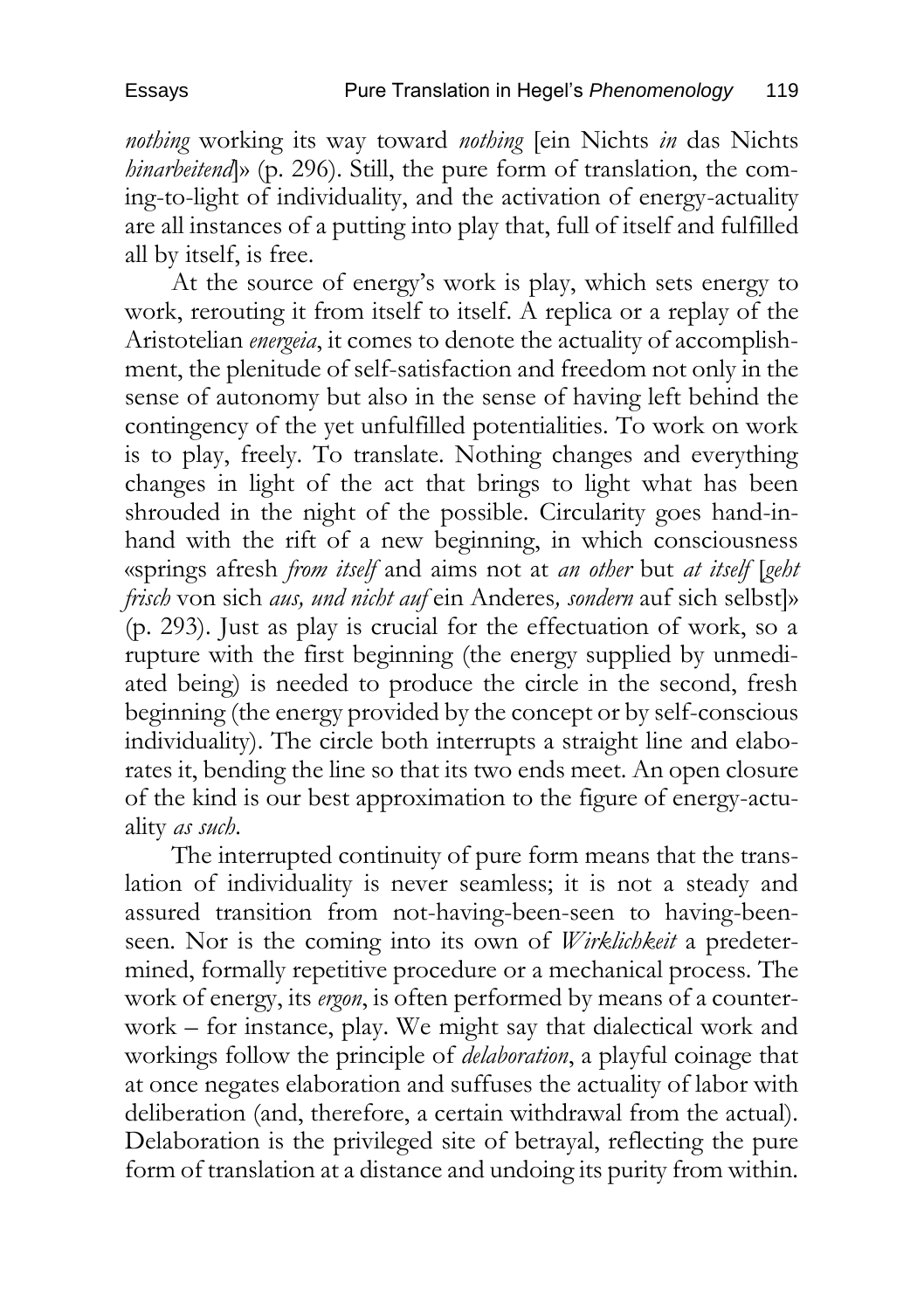*nothing* working its way toward *nothing* [ein Nichts *in* das Nichts *hinarbeitend*]» (p. 296). Still, the pure form of translation, the coming-to-light of individuality, and the activation of energy-actuality are all instances of a putting into play that, full of itself and fulfilled all by itself, is free.

At the source of energy's work is play, which sets energy to work, rerouting it from itself to itself. A replica or a replay of the Aristotelian *energeia*, it comes to denote the actuality of accomplishment, the plenitude of self-satisfaction and freedom not only in the sense of autonomy but also in the sense of having left behind the contingency of the yet unfulfilled potentialities. To work on work is to play, freely. To translate. Nothing changes and everything changes in light of the act that brings to light what has been shrouded in the night of the possible. Circularity goes hand-in-hand with the rift of a new beginning, in which consciousness «springs afresh *from itself* and aims not at *an other* but *at itself* [*geht frisch* von sich *aus, und nicht auf* ein Anderes*, sondern* auf sich selbst]» (p. 293). Just as play is crucial for the effectuation of work, so a rupture with the first beginning (the energy supplied by unmediated being) is needed to produce the circle in the second, fresh beginning (the energy provided by the concept or by self-conscious individuality). The circle both interrupts a straight line and elaborates it, bending the line so that its two ends meet. An open closure of the kind is our best approximation to the figure of energy-actuality *as such*.

The interrupted continuity of pure form means that the translation of individuality is never seamless; it is not a steady and assured transition from not-having-been-seen to having-been-seen. Nor is the coming into its own of *Wirklichkeit* a predetermined, formally repetitive procedure or a mechanical process. The work of energy, its *ergon*, is often performed by means of a counter-work – for instance, play. We might say that dialectical work and workings follow the principle of *delaboration*, a playful coinage that at once negates elaboration and suffuses the actuality of labor with deliberation (and, therefore, a certain withdrawal from the actual). Delaboration is the privileged site of betrayal, reflecting the pure form of translation at a distance and undoing its purity from within.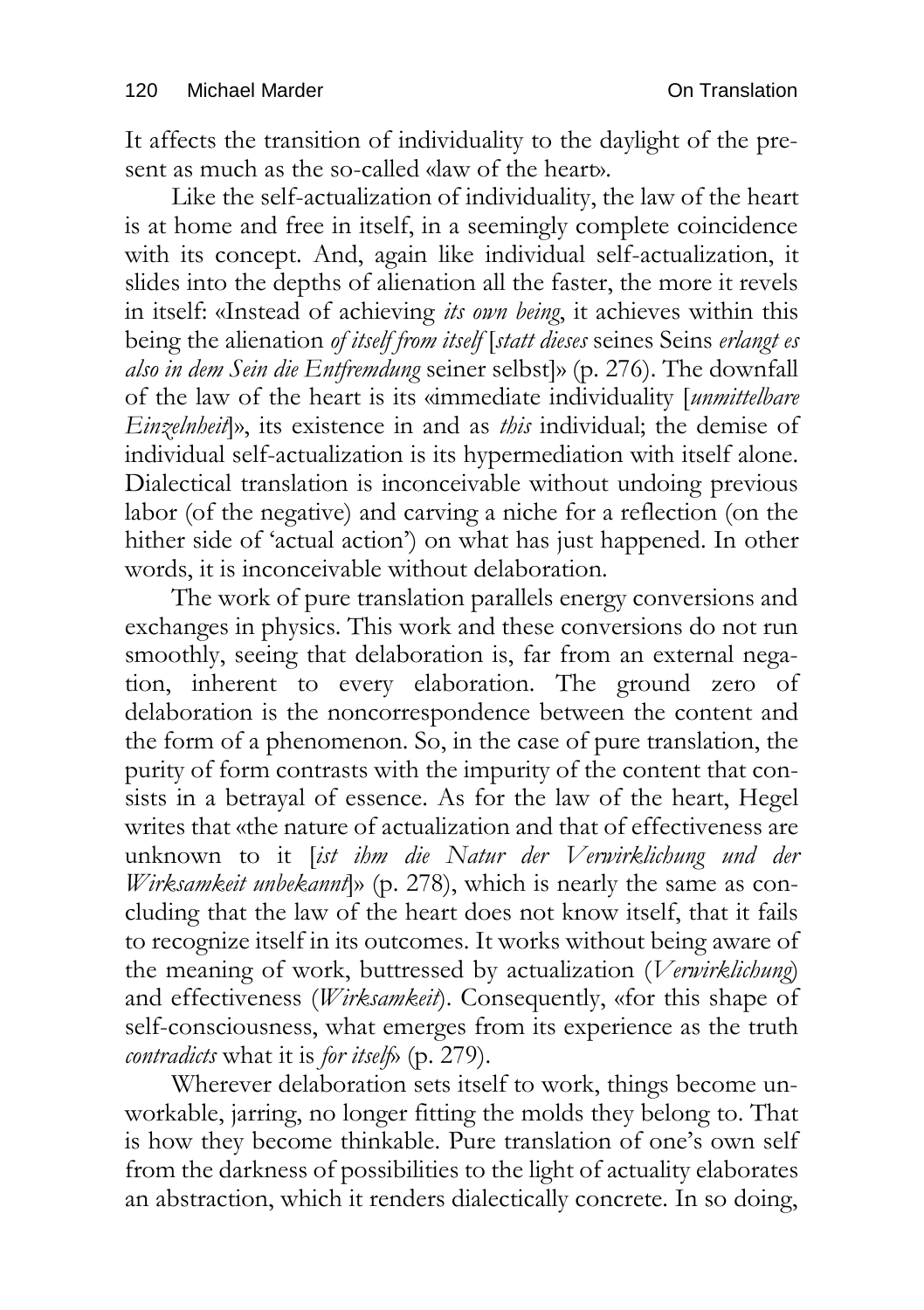It affects the transition of individuality to the daylight of the present as much as the so-called «law of the heart».

Like the self-actualization of individuality, the law of the heart is at home and free in itself, in a seemingly complete coincidence with its concept. And, again like individual self-actualization, it slides into the depths of alienation all the faster, the more it revels in itself: «Instead of achieving *its own being*, it achieves within this being the alienation *of itself from itself* [*statt dieses* seines Seins *erlangt es also in dem Sein die Entfremdung* seiner selbst]» (p. 276). The downfall of the law of the heart is its «immediate individuality [*unmittelbare Einzelnheit*]», its existence in and as *this* individual; the demise of individual self-actualization is its hypermediation with itself alone. Dialectical translation is inconceivable without undoing previous labor (of the negative) and carving a niche for a reflection (on the hither side of 'actual action') on what has just happened. In other words, it is inconceivable without delaboration.

The work of pure translation parallels energy conversions and exchanges in physics. This work and these conversions do not run smoothly, seeing that delaboration is, far from an external negation, inherent to every elaboration. The ground zero of delaboration is the noncorrespondence between the content and the form of a phenomenon. So, in the case of pure translation, the purity of form contrasts with the impurity of the content that consists in a betrayal of essence. As for the law of the heart, Hegel writes that «the nature of actualization and that of effectiveness are unknown to it [*ist ihm die Natur der Verwirklichung und der Wirksamkeit unbekannt*]» (p. 278), which is nearly the same as concluding that the law of the heart does not know itself, that it fails to recognize itself in its outcomes. It works without being aware of the meaning of work, buttressed by actualization (*Verwirklichung*) and effectiveness (*Wirksamkeit*). Consequently, «for this shape of self-consciousness, what emerges from its experience as the truth *contradicts* what it is *for itself*» (p. 279).

Wherever delaboration sets itself to work, things become unworkable, jarring, no longer fitting the molds they belong to. That is how they become thinkable. Pure translation of one's own self from the darkness of possibilities to the light of actuality elaborates an abstraction, which it renders dialectically concrete. In so doing,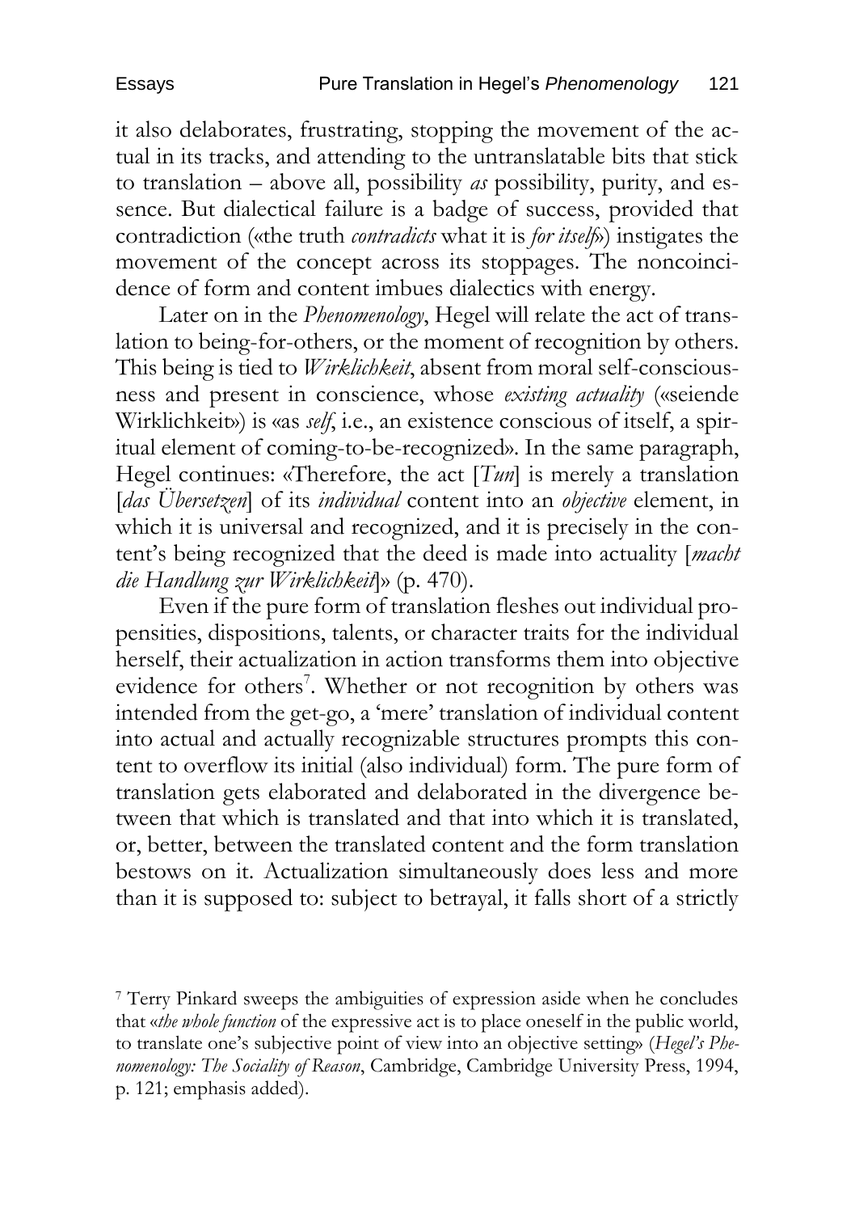it also delaborates, frustrating, stopping the movement of the actual in its tracks, and attending to the untranslatable bits that stick to translation – above all, possibility *as* possibility, purity, and essence. But dialectical failure is a badge of success, provided that contradiction («the truth *contradicts* what it is *for itself*») instigates the movement of the concept across its stoppages. The noncoincidence of form and content imbues dialectics with energy.

Later on in the *Phenomenology*, Hegel will relate the act of translation to being-for-others, or the moment of recognition by others. This being is tied to *Wirklichkeit*, absent from moral self-consciousness and present in conscience, whose *existing actuality* («seiende Wirklichkeit») is «as *self*, i.e., an existence conscious of itself, a spiritual element of coming-to-be-recognized». In the same paragraph, Hegel continues: «Therefore, the act [*Tun*] is merely a translation [*das Übersetzen*] of its *individual* content into an *objective* element, in which it is universal and recognized, and it is precisely in the content's being recognized that the deed is made into actuality [*macht die Handlung zur Wirklichkeit*]» (p. 470).

Even if the pure form of translation fleshes out individual propensities, dispositions, talents, or character traits for the individual herself, their actualization in action transforms them into objective evidence for others[7]. Whether or not recognition by others was intended from the get-go, a 'mere' translation of individual content into actual and actually recognizable structures prompts this content to overflow its initial (also individual) form. The pure form of translation gets elaborated and delaborated in the divergence between that which is translated and that into which it is translated, or, better, between the translated content and the form translation bestows on it. Actualization simultaneously does less and more than it is supposed to: subject to betrayal, it falls short of a strictly

[7] Terry Pinkard sweeps the ambiguities of expression aside when he concludes that «*the whole function* of the expressive act is to place oneself in the public world, to translate one's subjective point of view into an objective setting» (*Hegel's Phenomenology: The Sociality of Reason*, Cambridge, Cambridge University Press, 1994, p. 121; emphasis added).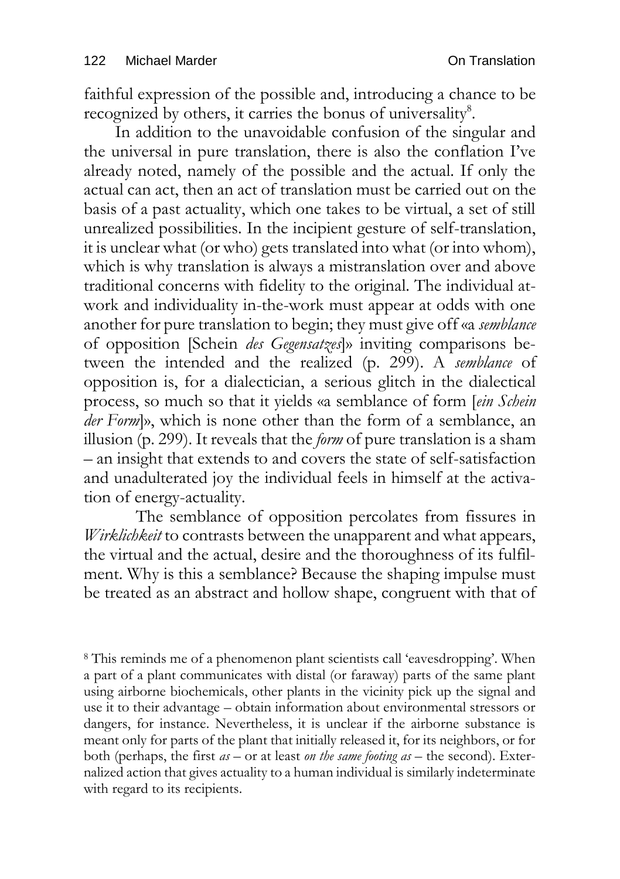faithful expression of the possible and, introducing a chance to be recognized by others, it carries the bonus of universality[8].

In addition to the unavoidable confusion of the singular and the universal in pure translation, there is also the conflation I've already noted, namely of the possible and the actual. If only the actual can act, then an act of translation must be carried out on the basis of a past actuality, which one takes to be virtual, a set of still unrealized possibilities. In the incipient gesture of self-translation, it is unclear what (or who) gets translated into what (or into whom), which is why translation is always a mistranslation over and above traditional concerns with fidelity to the original. The individual at-work and individuality in-the-work must appear at odds with one another for pure translation to begin; they must give off «a *semblance* of opposition [Schein *des Gegensatzes*]» inviting comparisons between the intended and the realized (p. 299). A *semblance* of opposition is, for a dialectician, a serious glitch in the dialectical process, so much so that it yields «a semblance of form [*ein Schein der Form*]», which is none other than the form of a semblance, an illusion (p. 299). It reveals that the *form* of pure translation is a sham – an insight that extends to and covers the state of self-satisfaction and unadulterated joy the individual feels in himself at the activation of energy-actuality.

The semblance of opposition percolates from fissures in *Wirklichkeit* to contrasts between the unapparent and what appears, the virtual and the actual, desire and the thoroughness of its fulfilment. Why is this a semblance? Because the shaping impulse must be treated as an abstract and hollow shape, congruent with that of

[8] This reminds me of a phenomenon plant scientists call 'eavesdropping'. When a part of a plant communicates with distal (or faraway) parts of the same plant using airborne biochemicals, other plants in the vicinity pick up the signal and use it to their advantage – obtain information about environmental stressors or dangers, for instance. Nevertheless, it is unclear if the airborne substance is meant only for parts of the plant that initially released it, for its neighbors, or for both (perhaps, the first *as* – or at least *on the same footing as* – the second). Externalized action that gives actuality to a human individual is similarly indeterminate with regard to its recipients.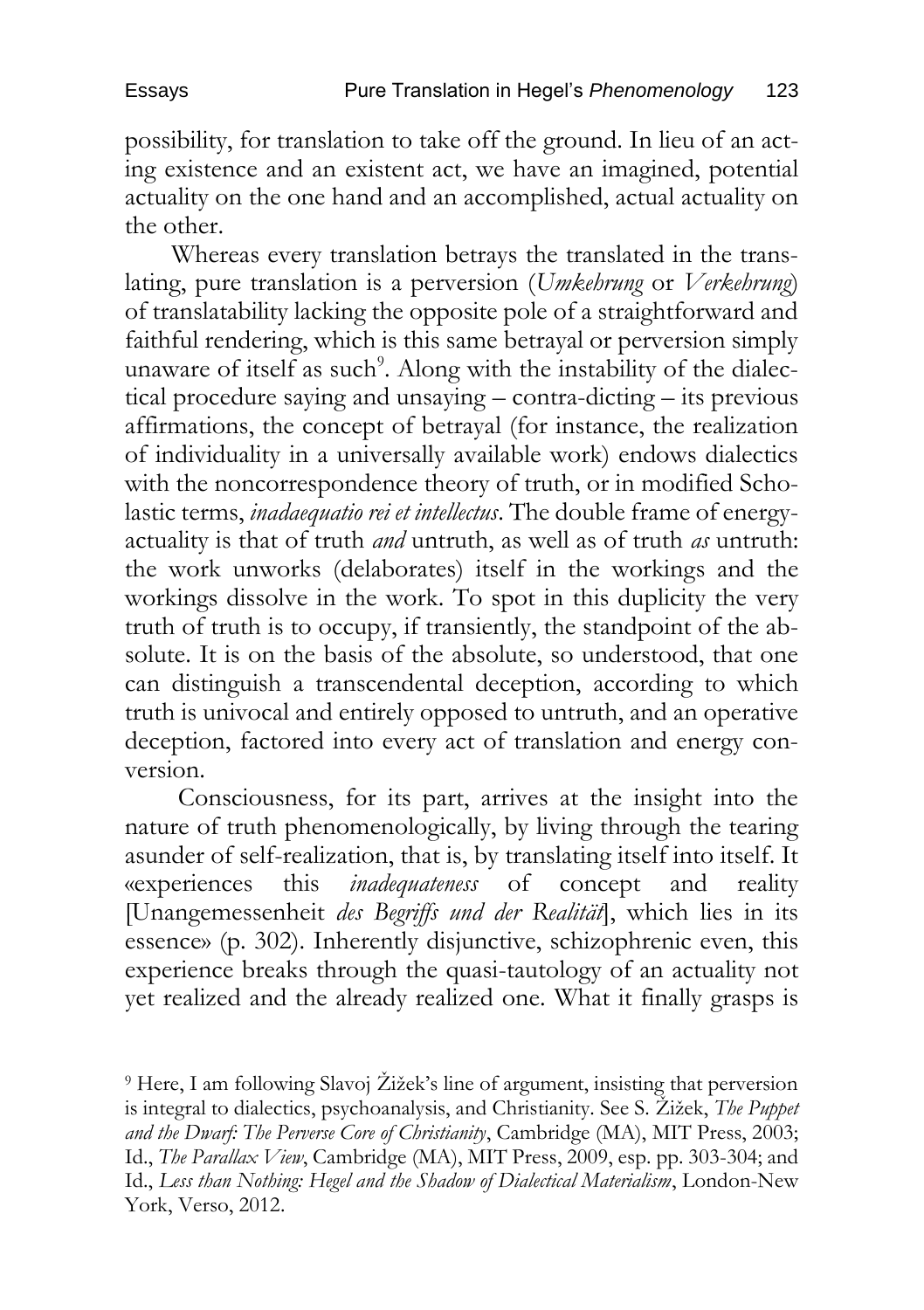possibility, for translation to take off the ground. In lieu of an acting existence and an existent act, we have an imagined, potential actuality on the one hand and an accomplished, actual actuality on the other.

Whereas every translation betrays the translated in the translating, pure translation is a perversion (*Umkehrung* or *Verkehrung*) of translatability lacking the opposite pole of a straightforward and faithful rendering, which is this same betrayal or perversion simply unaware of itself as such[9]. Along with the instability of the dialectical procedure saying and unsaying – contra-dicting – its previous affirmations, the concept of betrayal (for instance, the realization of individuality in a universally available work) endows dialectics with the noncorrespondence theory of truth, or in modified Scholastic terms, *inadaequatio rei et intellectus*. The double frame of energy-actuality is that of truth *and* untruth, as well as of truth *as* untruth: the work unworks (delaborates) itself in the workings and the workings dissolve in the work. To spot in this duplicity the very truth of truth is to occupy, if transiently, the standpoint of the absolute. It is on the basis of the absolute, so understood, that one can distinguish a transcendental deception, according to which truth is univocal and entirely opposed to untruth, and an operative deception, factored into every act of translation and energy conversion.

Consciousness, for its part, arrives at the insight into the nature of truth phenomenologically, by living through the tearing asunder of self-realization, that is, by translating itself into itself. It «experiences this *inadequateness* of concept and reality [Unangemessenheit *des Begriffs und der Realität*], which lies in its essence» (p. 302). Inherently disjunctive, schizophrenic even, this experience breaks through the quasi-tautology of an actuality not yet realized and the already realized one. What it finally grasps is

[9] Here, I am following Slavoj Žižek's line of argument, insisting that perversion is integral to dialectics, psychoanalysis, and Christianity. See S. Žižek, *The Puppet and the Dwarf: The Perverse Core of Christianity*, Cambridge (MA), MIT Press, 2003; Id., *The Parallax View*, Cambridge (MA), MIT Press, 2009, esp. pp. 303-304; and Id., *Less than Nothing: Hegel and the Shadow of Dialectical Materialism*, London-New York, Verso, 2012.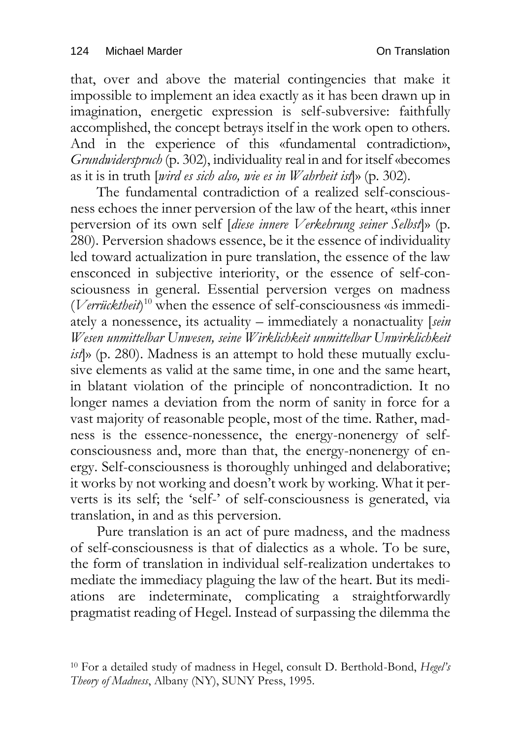that, over and above the material contingencies that make it impossible to implement an idea exactly as it has been drawn up in imagination, energetic expression is self-subversive: faithfully accomplished, the concept betrays itself in the work open to others. And in the experience of this «fundamental contradiction», *Grundwiderspruch* (p. 302), individuality real in and for itself «becomes as it is in truth [*wird es sich also, wie es in Wahrheit ist*]» (p. 302).

The fundamental contradiction of a realized self-consciousness echoes the inner perversion of the law of the heart, «this inner perversion of its own self [*diese innere Verkehrung seiner Selbst*]» (p. 280). Perversion shadows essence, be it the essence of individuality led toward actualization in pure translation, the essence of the law ensconced in subjective interiority, or the essence of self-consciousness in general. Essential perversion verges on madness (*Verrücktheit*)[10] when the essence of self-consciousness «is immediately a nonessence, its actuality – immediately a nonactuality [*sein Wesen unmittelbar Unwesen, seine Wirklichkeit unmittelbar Unwirklichkeit ist*]» (p. 280). Madness is an attempt to hold these mutually exclusive elements as valid at the same time, in one and the same heart, in blatant violation of the principle of noncontradiction. It no longer names a deviation from the norm of sanity in force for a vast majority of reasonable people, most of the time. Rather, madness is the essence-nonessence, the energy-nonenergy of self-consciousness and, more than that, the energy-nonenergy of energy. Self-consciousness is thoroughly unhinged and delaborative; it works by not working and doesn't work by working. What it perverts is its self; the 'self-' of self-consciousness is generated, via translation, in and as this perversion.

Pure translation is an act of pure madness, and the madness of self-consciousness is that of dialectics as a whole. To be sure, the form of translation in individual self-realization undertakes to mediate the immediacy plaguing the law of the heart. But its mediations are indeterminate, complicating a straightforwardly pragmatist reading of Hegel. Instead of surpassing the dilemma the

[10] For a detailed study of madness in Hegel, consult D. Berthold-Bond, *Hegel's Theory of Madness*, Albany (NY), SUNY Press, 1995.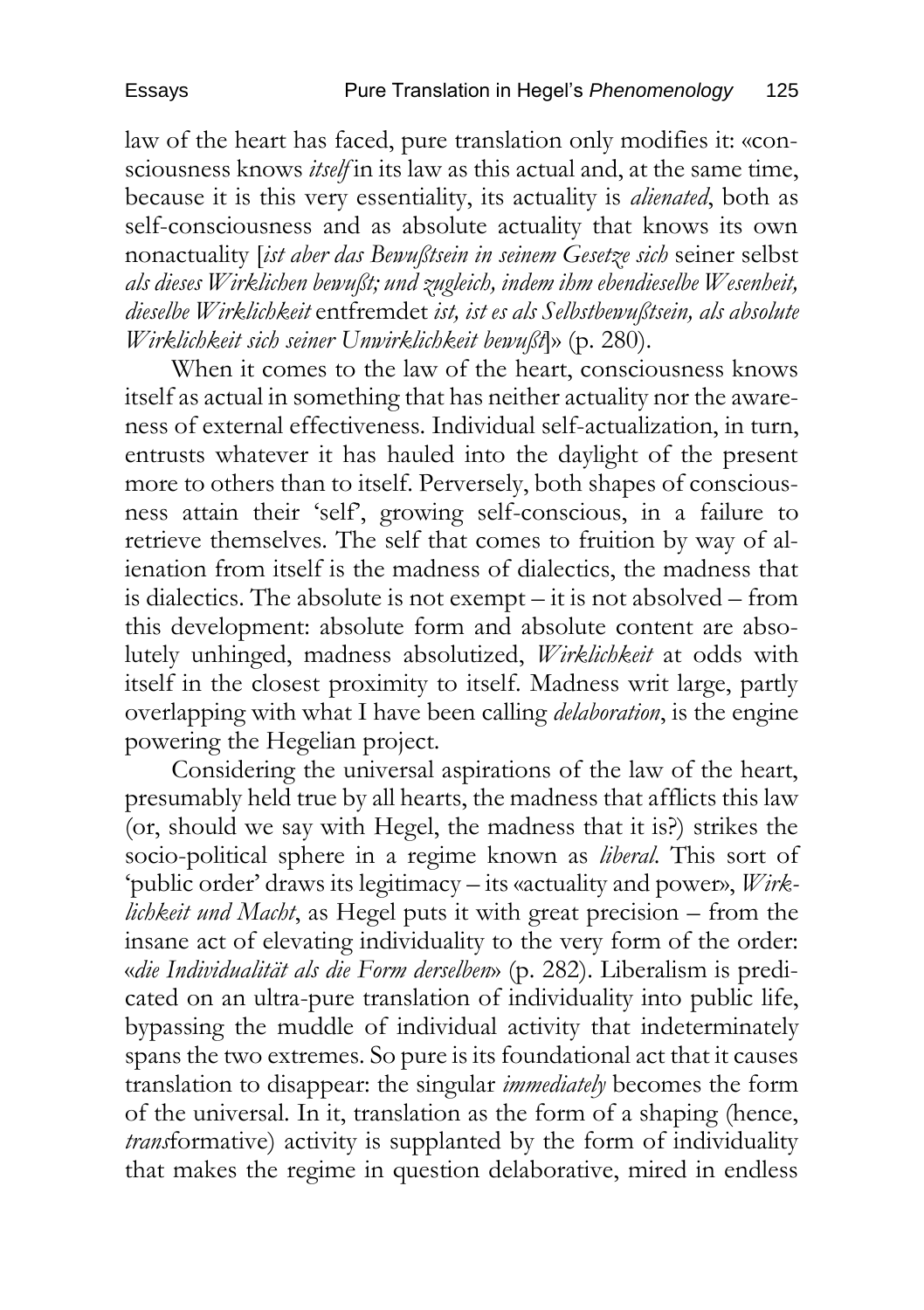law of the heart has faced, pure translation only modifies it: «consciousness knows *itself* in its law as this actual and, at the same time, because it is this very essentiality, its actuality is *alienated*, both as self-consciousness and as absolute actuality that knows its own nonactuality [*ist aber das Bewußtsein in seinem Gesetze sich* seiner selbst *als dieses Wirklichen bewußt; und zugleich, indem ihm ebendieselbe Wesenheit, dieselbe Wirklichkeit* entfremdet *ist, ist es als Selbstbewußtsein, als absolute Wirklichkeit sich seiner Unwirklichkeit bewußt*]» (p. 280).

When it comes to the law of the heart, consciousness knows itself as actual in something that has neither actuality nor the awareness of external effectiveness. Individual self-actualization, in turn, entrusts whatever it has hauled into the daylight of the present more to others than to itself. Perversely, both shapes of consciousness attain their 'self', growing self-conscious, in a failure to retrieve themselves. The self that comes to fruition by way of alienation from itself is the madness of dialectics, the madness that is dialectics. The absolute is not exempt – it is not absolved – from this development: absolute form and absolute content are absolutely unhinged, madness absolutized, *Wirklichkeit* at odds with itself in the closest proximity to itself. Madness writ large, partly overlapping with what I have been calling *delaboration*, is the engine powering the Hegelian project.

Considering the universal aspirations of the law of the heart, presumably held true by all hearts, the madness that afflicts this law (or, should we say with Hegel, the madness that it is?) strikes the socio-political sphere in a regime known as *liberal*. This sort of 'public order' draws its legitimacy – its «actuality and power», *Wirklichkeit und Macht*, as Hegel puts it with great precision – from the insane act of elevating individuality to the very form of the order: «*die Individualität als die Form derselben*» (p. 282). Liberalism is predicated on an ultra-pure translation of individuality into public life, bypassing the muddle of individual activity that indeterminately spans the two extremes. So pure is its foundational act that it causes translation to disappear: the singular *immediately* becomes the form of the universal. In it, translation as the form of a shaping (hence, *trans*formative) activity is supplanted by the form of individuality that makes the regime in question delaborative, mired in endless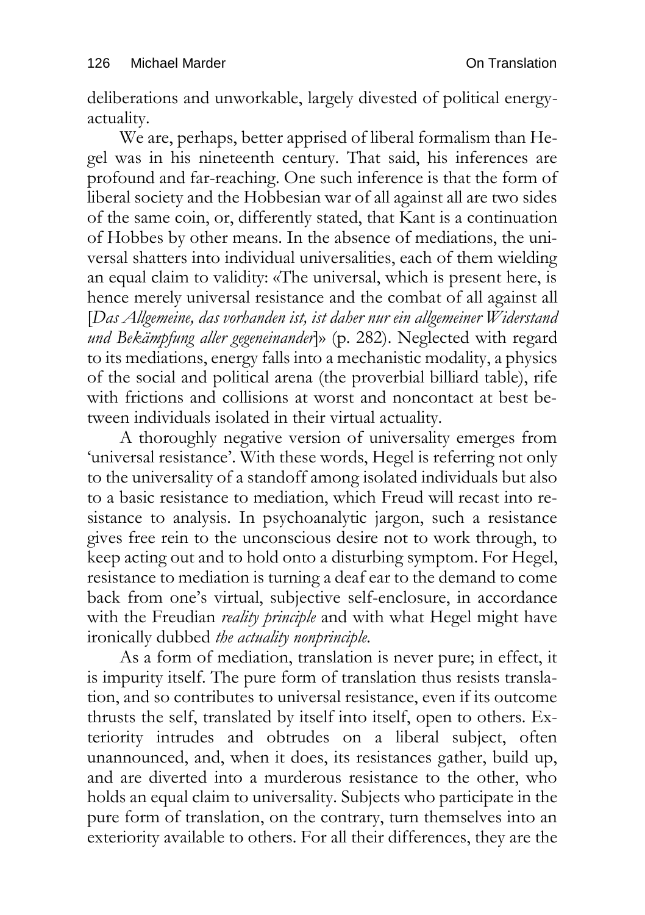deliberations and unworkable, largely divested of political energy-actuality.

We are, perhaps, better apprised of liberal formalism than Hegel was in his nineteenth century. That said, his inferences are profound and far-reaching. One such inference is that the form of liberal society and the Hobbesian war of all against all are two sides of the same coin, or, differently stated, that Kant is a continuation of Hobbes by other means. In the absence of mediations, the universal shatters into individual universalities, each of them wielding an equal claim to validity: «The universal, which is present here, is hence merely universal resistance and the combat of all against all [*Das Allgemeine, das vorhanden ist, ist daher nur ein allgemeiner Widerstand und Bekämpfung aller gegeneinander*]» (p. 282). Neglected with regard to its mediations, energy falls into a mechanistic modality, a physics of the social and political arena (the proverbial billiard table), rife with frictions and collisions at worst and noncontact at best between individuals isolated in their virtual actuality.

A thoroughly negative version of universality emerges from 'universal resistance'. With these words, Hegel is referring not only to the universality of a standoff among isolated individuals but also to a basic resistance to mediation, which Freud will recast into resistance to analysis. In psychoanalytic jargon, such a resistance gives free rein to the unconscious desire not to work through, to keep acting out and to hold onto a disturbing symptom. For Hegel, resistance to mediation is turning a deaf ear to the demand to come back from one's virtual, subjective self-enclosure, in accordance with the Freudian *reality principle* and with what Hegel might have ironically dubbed *the actuality nonprinciple*.

As a form of mediation, translation is never pure; in effect, it is impurity itself. The pure form of translation thus resists translation, and so contributes to universal resistance, even if its outcome thrusts the self, translated by itself into itself, open to others. Exteriority intrudes and obtrudes on a liberal subject, often unannounced, and, when it does, its resistances gather, build up, and are diverted into a murderous resistance to the other, who holds an equal claim to universality. Subjects who participate in the pure form of translation, on the contrary, turn themselves into an exteriority available to others. For all their differences, they are the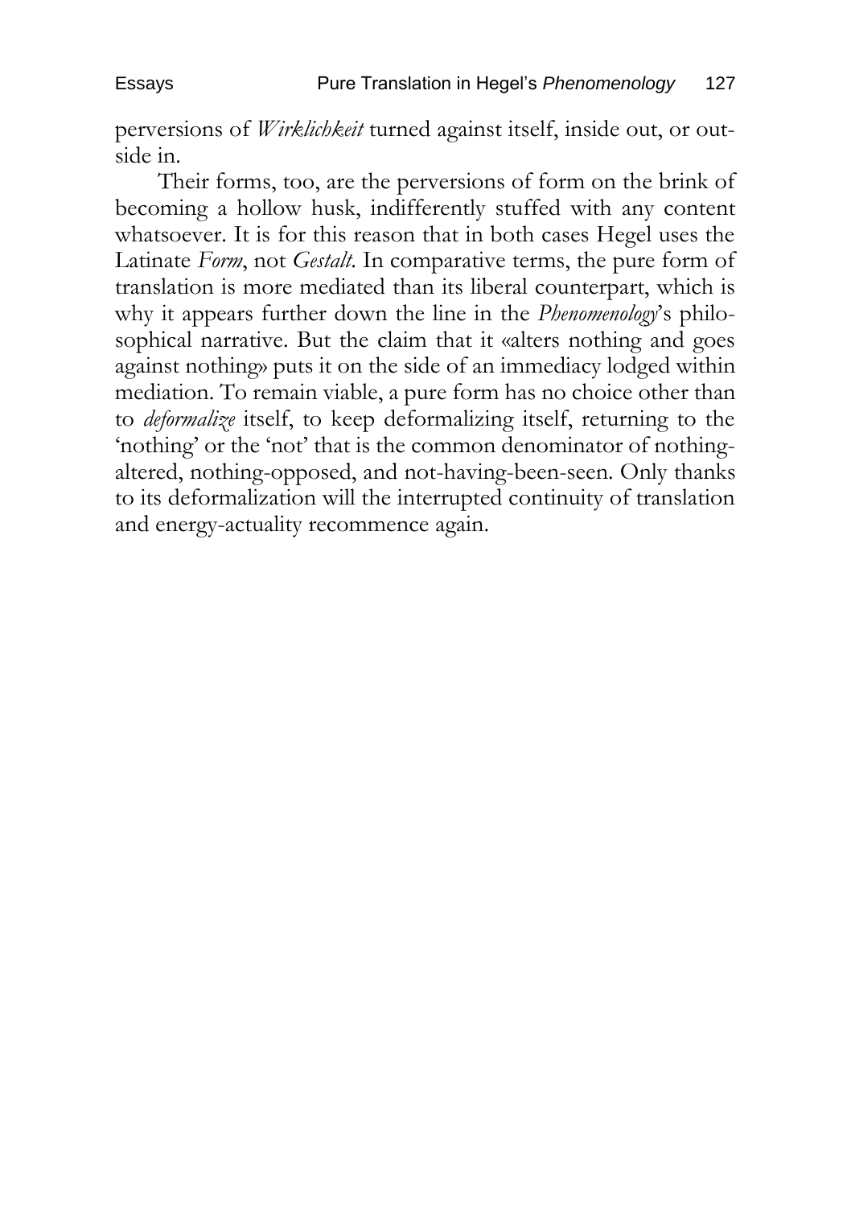perversions of *Wirklichkeit* turned against itself, inside out, or outside in.

Their forms, too, are the perversions of form on the brink of becoming a hollow husk, indifferently stuffed with any content whatsoever. It is for this reason that in both cases Hegel uses the Latinate *Form*, not *Gestalt*. In comparative terms, the pure form of translation is more mediated than its liberal counterpart, which is why it appears further down the line in the *Phenomenology*'s philosophical narrative. But the claim that it «alters nothing and goes against nothing» puts it on the side of an immediacy lodged within mediation. To remain viable, a pure form has no choice other than to *deformalize* itself, to keep deformalizing itself, returning to the 'nothing' or the 'not' that is the common denominator of nothing-altered, nothing-opposed, and not-having-been-seen. Only thanks to its deformalization will the interrupted continuity of translation and energy-actuality recommence again.